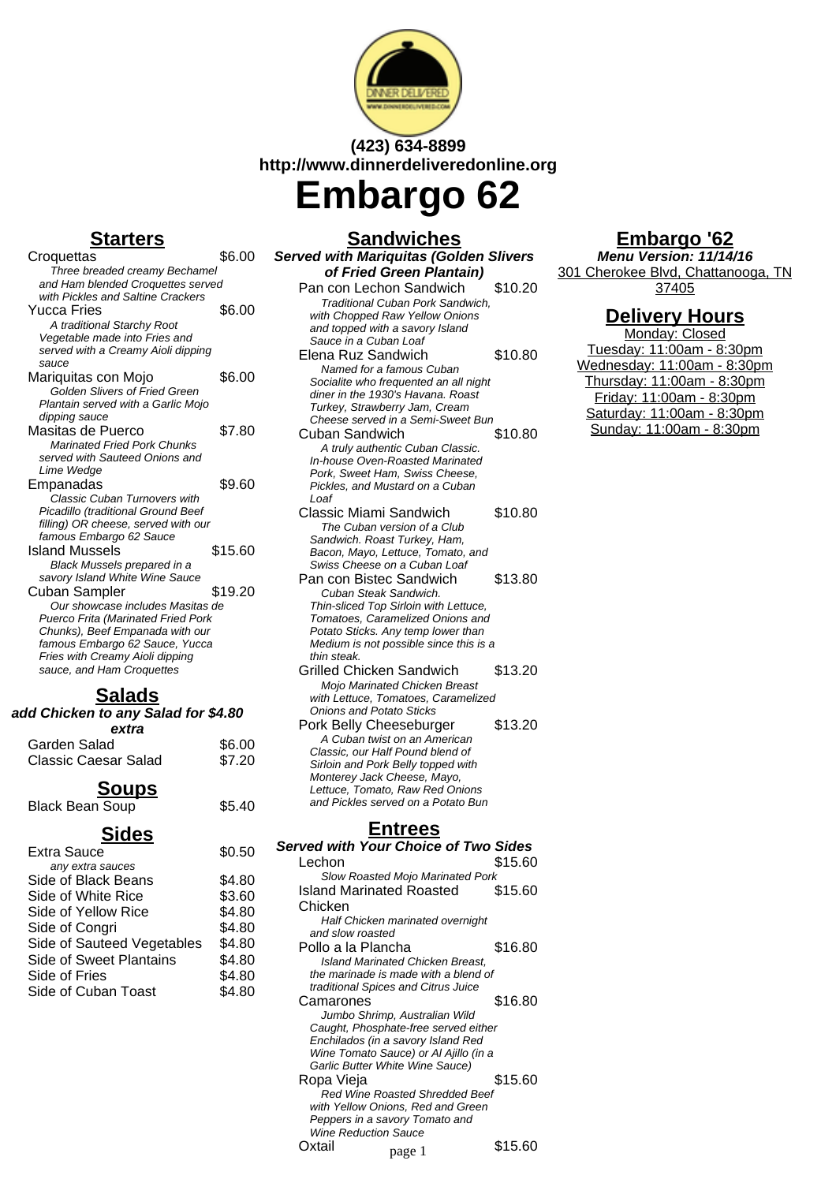**(423) 634-8899**
**http://www.dinnerdeliveredonline.org**

# Embargo 62

## Starters

| Item | Price |
|---|---|
| Croquettas<br>*Three breaded creamy Bechamel and Ham blended Croquettes served with Pickles and Saltine Crackers* | $6.00 |
| Yucca Fries<br>*A traditional Starchy Root Vegetable made into Fries and served with a Creamy Aioli dipping sauce* | $6.00 |
| Mariquitas con Mojo<br>*Golden Slivers of Fried Green Plantain served with a Garlic Mojo dipping sauce* | $6.00 |
| Masitas de Puerco<br>*Marinated Fried Pork Chunks served with Sauteed Onions and Lime Wedge* | $7.80 |
| Empanadas<br>*Classic Cuban Turnovers with Picadillo (traditional Ground Beef filling) OR cheese, served with our famous Embargo 62 Sauce* | $9.60 |
| Island Mussels<br>*Black Mussels prepared in a savory Island White Wine Sauce* | $15.60 |
| Cuban Sampler<br>*Our showcase includes Masitas de Puerco Frita (Marinated Fried Pork Chunks), Beef Empanada with our famous Embargo 62 Sauce, Yucca Fries with Creamy Aioli dipping sauce, and Ham Croquettes* | $19.20 |

## Salads

**add Chicken to any Salad for $4.80 extra**

| Item | Price |
|---|---|
| Garden Salad | $6.00 |
| Classic Caesar Salad | $7.20 |

## Soups

| Item | Price |
|---|---|
| Black Bean Soup | $5.40 |

## Sides

| Item | Price |
|---|---|
| Extra Sauce<br>*any extra sauces* | $0.50 |
| Side of Black Beans | $4.80 |
| Side of White Rice | $3.60 |
| Side of Yellow Rice | $4.80 |
| Side of Congri | $4.80 |
| Side of Sauteed Vegetables | $4.80 |
| Side of Sweet Plantains | $4.80 |
| Side of Fries | $4.80 |
| Side of Cuban Toast | $4.80 |

## Sandwiches

**Served with Mariquitas (Golden Slivers of Fried Green Plantain)**

| Item | Price |
|---|---|
| Pan con Lechon Sandwich<br>*Traditional Cuban Pork Sandwich, with Chopped Raw Yellow Onions and topped with a savory Island Sauce in a Cuban Loaf* | $10.20 |
| Elena Ruz Sandwich<br>*Named for a famous Cuban Socialite who frequented an all night diner in the 1930's Havana. Roast Turkey, Strawberry Jam, Cream Cheese served in a Semi-Sweet Bun* | $10.80 |
| Cuban Sandwich<br>*A truly authentic Cuban Classic. In-house Oven-Roasted Marinated Pork, Sweet Ham, Swiss Cheese, Pickles, and Mustard on a Cuban Loaf* | $10.80 |
| Classic Miami Sandwich<br>*The Cuban version of a Club Sandwich. Roast Turkey, Ham, Bacon, Mayo, Lettuce, Tomato, and Swiss Cheese on a Cuban Loaf* | $10.80 |
| Pan con Bistec Sandwich<br>*Cuban Steak Sandwich. Thin-sliced Top Sirloin with Lettuce, Tomatoes, Caramelized Onions and Potato Sticks. Any temp lower than Medium is not possible since this is a thin steak.* | $13.80 |
| Grilled Chicken Sandwich<br>*Mojo Marinated Chicken Breast with Lettuce, Tomatoes, Caramelized Onions and Potato Sticks* | $13.20 |
| Pork Belly Cheeseburger<br>*A Cuban twist on an American Classic, our Half Pound blend of Sirloin and Pork Belly topped with Monterey Jack Cheese, Mayo, Lettuce, Tomato, Raw Red Onions and Pickles served on a Potato Bun* | $13.20 |

## Entrees

**Served with Your Choice of Two Sides**

| Item | Price |
|---|---|
| Lechon<br>*Slow Roasted Mojo Marinated Pork* | $15.60 |
| Island Marinated Roasted Chicken<br>*Half Chicken marinated overnight and slow roasted* | $15.60 |
| Pollo a la Plancha<br>*Island Marinated Chicken Breast, the marinade is made with a blend of traditional Spices and Citrus Juice* | $16.80 |
| Camarones<br>*Jumbo Shrimp, Australian Wild Caught, Phosphate-free served either Enchilados (in a savory Island Red Wine Tomato Sauce) or Al Ajillo (in a Garlic Butter White Wine Sauce)* | $16.80 |
| Ropa Vieja<br>*Red Wine Roasted Shredded Beef with Yellow Onions, Red and Green Peppers in a savory Tomato and Wine Reduction Sauce* | $15.60 |
| Oxtail | $15.60 |

## Embargo '62

**Menu Version: 11/14/16**

301 Cherokee Blvd, Chattanooga, TN 37405

## Delivery Hours

Monday: Closed
Tuesday: 11:00am - 8:30pm
Wednesday: 11:00am - 8:30pm
Thursday: 11:00am - 8:30pm
Friday: 11:00am - 8:30pm
Saturday: 11:00am - 8:30pm
Sunday: 11:00am - 8:30pm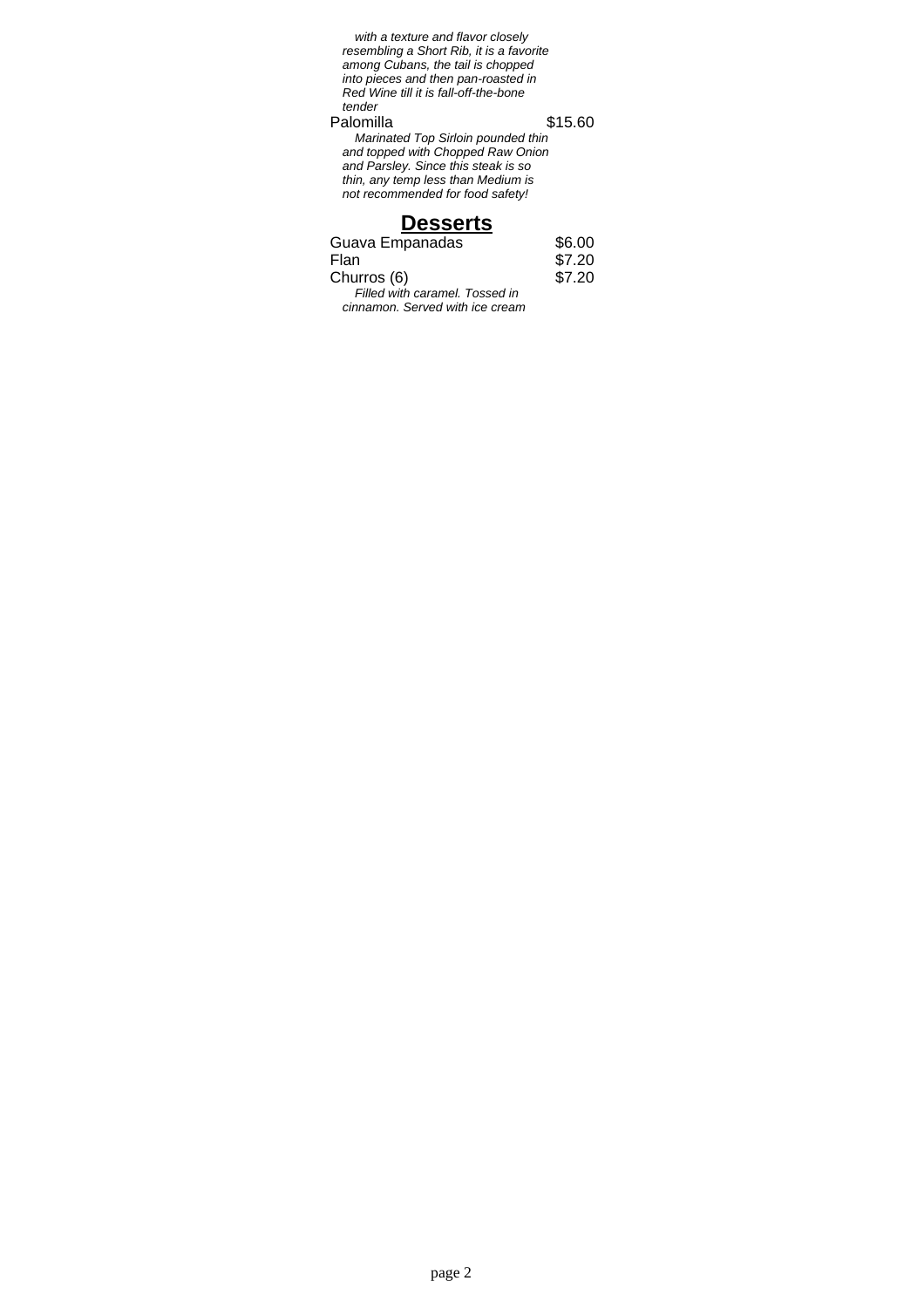*with a texture and flavor closely resembling a Short Rib, it is a favorite among Cubans, the tail is chopped into pieces and then pan-roasted in Red Wine till it is fall-off-the-bone tender*

Palomilla $15.60

*Marinated Top Sirloin pounded thin and topped with Chopped Raw Onion and Parsley. Since this steak is so thin, any temp less than Medium is not recommended for food safety!*

## **Desserts**

Guava Empanadas $6.00

Flan $7.20

Churros (6) $7.20

*Filled with caramel. Tossed in cinnamon. Served with ice cream*